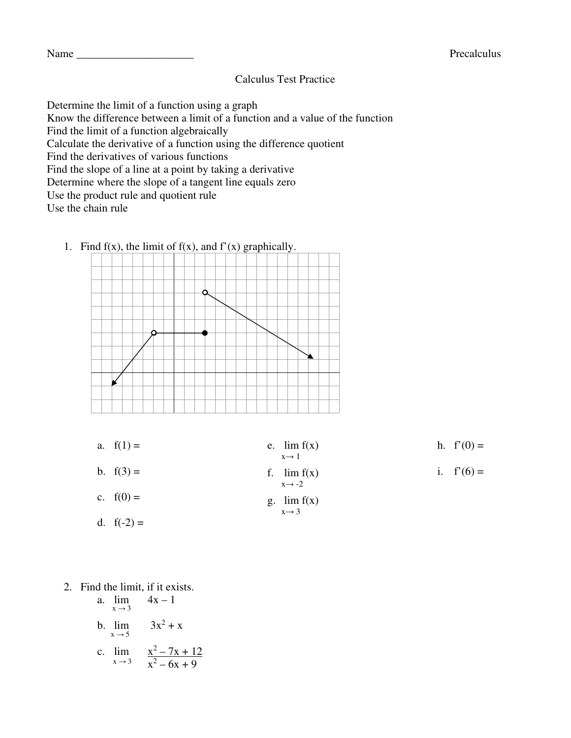Name ______________________ Precalculus

# Calculus Test Practice

Determine the limit of a function using a graph
Know the difference between a limit of a function and a value of the function
Find the limit of a function algebraically
Calculate the derivative of a function using the difference quotient
Find the derivatives of various functions
Find the slope of a line at a point by taking a derivative
Determine where the slope of a tangent line equals zero
Use the product rule and quotient rule
Use the chain rule

1. Find f(x), the limit of f(x), and f'(x) graphically.

   a. $f(1) =$

   b. $f(3) =$

   c. $f(0) =$

   d. $f(-2) =$

   e. $\lim_{x \to 1} f(x)$

   f. $\lim_{x \to -2} f(x)$

   g. $\lim_{x \to 3} f(x)$

   h. $f'(0) =$

   i. $f'(6) =$

2. Find the limit, if it exists.

   a. $\lim_{x \to 3} \quad 4x - 1$

   b. $\lim_{x \to 5} \quad 3x^2 + x$

   c. $\lim_{x \to 3} \quad \dfrac{x^2 - 7x + 12}{x^2 - 6x + 9}$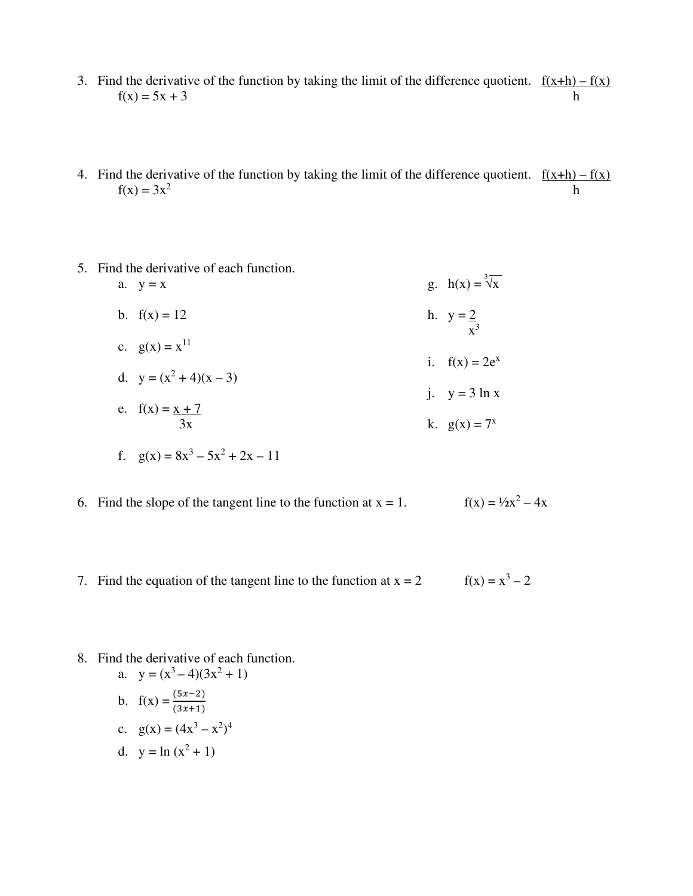3. Find the derivative of the function by taking the limit of the difference quotient. $\dfrac{f(x+h) - f(x)}{h}$

   $f(x) = 5x + 3$

4. Find the derivative of the function by taking the limit of the difference quotient. $\dfrac{f(x+h) - f(x)}{h}$

   $f(x) = 3x^2$

5. Find the derivative of each function.

   a. $y = x$

   b. $f(x) = 12$

   c. $g(x) = x^{11}$

   d. $y = (x^2 + 4)(x - 3)$

   e. $f(x) = \dfrac{x + 7}{3x}$

   f. $g(x) = 8x^3 - 5x^2 + 2x - 11$

   g. $h(x) = \sqrt[3]{x}$

   h. $y = \dfrac{2}{x^3}$

   i. $f(x) = 2e^x$

   j. $y = 3 \ln x$

   k. $g(x) = 7^x$

6. Find the slope of the tangent line to the function at $x = 1$. $f(x) = \frac{1}{2}x^2 - 4x$

7. Find the equation of the tangent line to the function at $x = 2$ $f(x) = x^3 - 2$

8. Find the derivative of each function.

   a. $y = (x^3 - 4)(3x^2 + 1)$

   b. $f(x) = \dfrac{(5x-2)}{(3x+1)}$

   c. $g(x) = (4x^3 - x^2)^4$

   d. $y = \ln (x^2 + 1)$